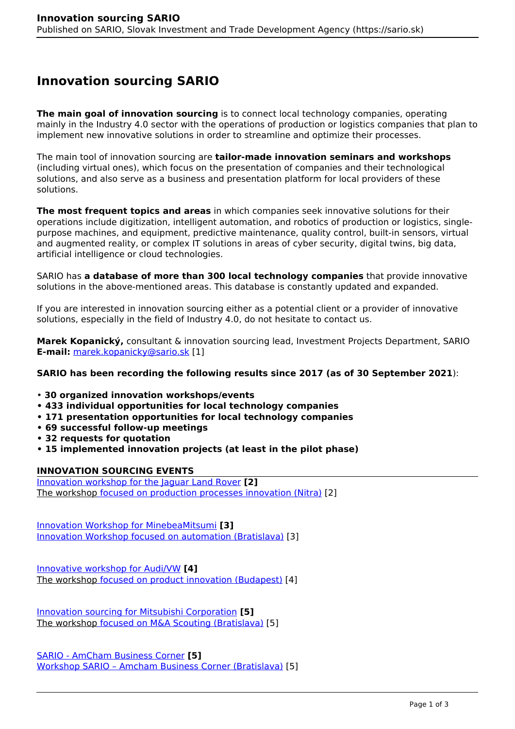# Innovation sourcing SARIO

**The main goal of innovation sourcing** is to connect local technology companies, operating mainly in the Industry 4.0 sector with the operations of production or logistics companies that plan to implement new innovative solutions in order to streamline and optimize their processes.

The main tool of innovation sourcing are **tailor-made innovation seminars and workshops** (including virtual ones), which focus on the presentation of companies and their technological solutions, and also serve as a business and presentation platform for local providers of these solutions.

**The most frequent topics and areas** in which companies seek innovative solutions for their operations include digitization, intelligent automation, and robotics of production or logistics, single-purpose machines, and equipment, predictive maintenance, quality control, built-in sensors, virtual and augmented reality, or complex IT solutions in areas of cyber security, digital twins, big data, artificial intelligence or cloud technologies.

SARIO has **a database of more than 300 local technology companies** that provide innovative solutions in the above-mentioned areas. This database is constantly updated and expanded.

If you are interested in innovation sourcing either as a potential client or a provider of innovative solutions, especially in the field of Industry 4.0, do not hesitate to contact us.

**Marek Kopanický,** consultant & innovation sourcing lead, Investment Projects Department, SARIO
**E-mail:** marek.kopanicky@sario.sk [1]

**SARIO has been recording the following results since 2017 (as of 30 September 2021**):

- **30 organized innovation workshops/events**
- **433 individual opportunities for local technology companies**
- **171 presentation opportunities for local technology companies**
- **69 successful follow-up meetings**
- **32 requests for quotation**
- **15 implemented innovation projects (at least in the pilot phase)**

### INNOVATION SOURCING EVENTS

Innovation workshop for the Jaguar Land Rover **[2]**
The workshop focused on production processes innovation (Nitra) [2]

Innovation Workshop for MinebeaMitsumi **[3]**
Innovation Workshop focused on automation (Bratislava) [3]

Innovative workshop for Audi/VW **[4]**
The workshop focused on product innovation (Budapest) [4]

Innovation sourcing for Mitsubishi Corporation **[5]**
The workshop focused on M&A Scouting (Bratislava) [5]

SARIO - AmCham Business Corner **[5]**
Workshop SARIO – Amcham Business Corner (Bratislava) [5]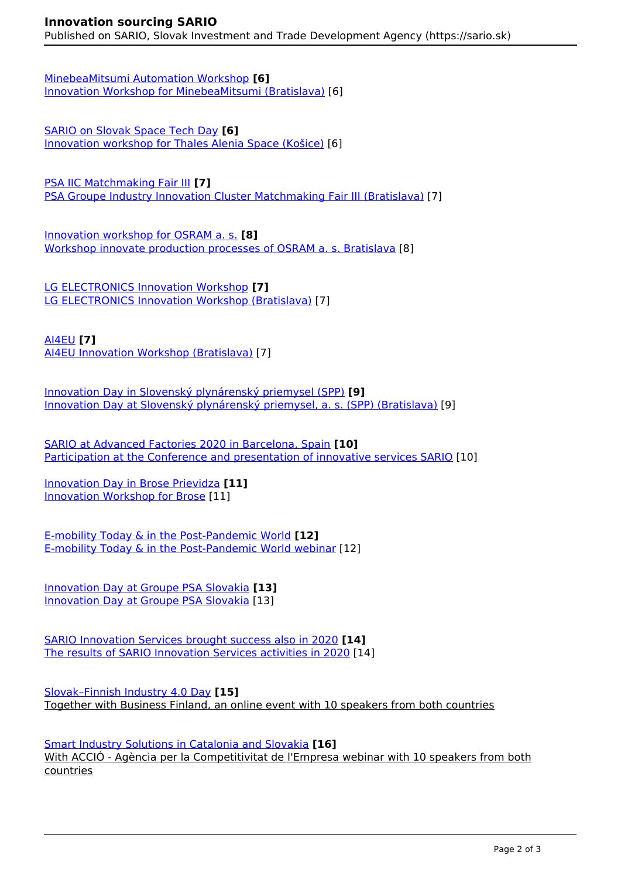[MinebeaMitsumi Automation Workshop](#) **[6]**
[Innovation Workshop for MinebeaMitsumi (Bratislava)](#) [6]

[SARIO on Slovak Space Tech Day](#) **[6]**
[Innovation workshop for Thales Alenia Space (Košice)](#) [6]

[PSA IIC Matchmaking Fair III](#) **[7]**
[PSA Groupe Industry Innovation Cluster Matchmaking Fair III (Bratislava)](#) [7]

[Innovation workshop for OSRAM a. s.](#) **[8]**
[Workshop innovate production processes of OSRAM a. s. Bratislava](#) [8]

[LG ELECTRONICS Innovation Workshop](#) **[7]**
[LG ELECTRONICS Innovation Workshop (Bratislava)](#) [7]

[AI4EU](#) **[7]**
[AI4EU Innovation Workshop (Bratislava)](#) [7]

[Innovation Day in Slovenský plynárenský priemysel (SPP)](#) **[9]**
[Innovation Day at Slovenský plynárenský priemysel, a. s. (SPP) (Bratislava)](#) [9]

[SARIO at Advanced Factories 2020 in Barcelona, Spain](#) **[10]**
[Participation at the Conference and presentation of innovative services SARIO](#) [10]

[Innovation Day in Brose Prievidza](#) **[11]**
[Innovation Workshop for Brose](#) [11]

[E-mobility Today & in the Post-Pandemic World](#) **[12]**
[E-mobility Today & in the Post-Pandemic World webinar](#) [12]

[Innovation Day at Groupe PSA Slovakia](#) **[13]**
[Innovation Day at Groupe PSA Slovakia](#) [13]

[SARIO Innovation Services brought success also in 2020](#) **[14]**
[The results of SARIO Innovation Services activities in 2020](#) [14]

[Slovak–Finnish Industry 4.0 Day](#) **[15]**
Together with Business Finland, an online event with 10 speakers from both countries

[Smart Industry Solutions in Catalonia and Slovakia](#) **[16]**
With ACCIÓ - Agència per la Competitivitat de l'Empresa webinar with 10 speakers from both countries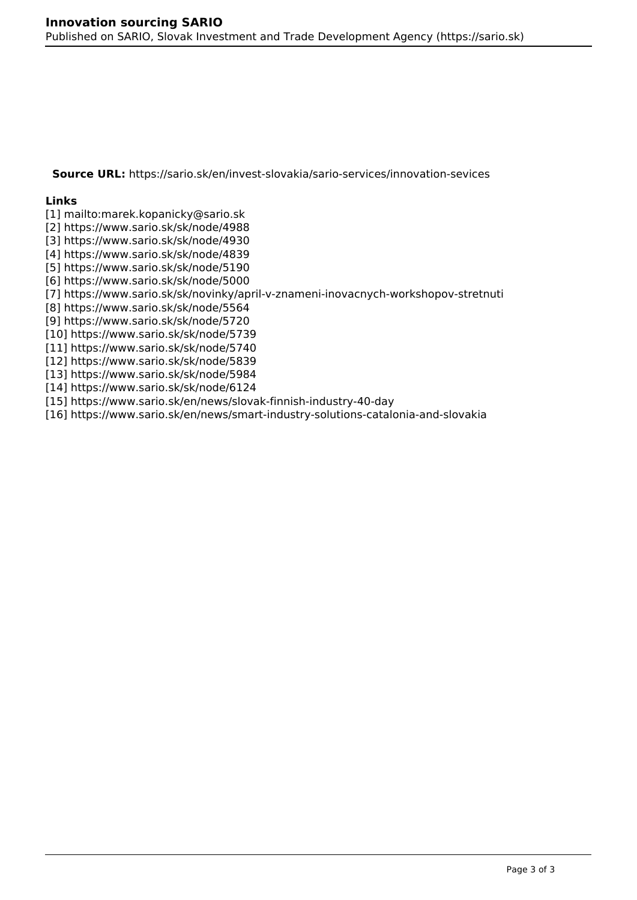**Source URL:** https://sario.sk/en/invest-slovakia/sario-services/innovation-sevices

**Links**

[1] mailto:marek.kopanicky@sario.sk
[2] https://www.sario.sk/sk/node/4988
[3] https://www.sario.sk/sk/node/4930
[4] https://www.sario.sk/sk/node/4839
[5] https://www.sario.sk/sk/node/5190
[6] https://www.sario.sk/sk/node/5000
[7] https://www.sario.sk/sk/novinky/april-v-znameni-inovacnych-workshopov-stretnuti
[8] https://www.sario.sk/sk/node/5564
[9] https://www.sario.sk/sk/node/5720
[10] https://www.sario.sk/sk/node/5739
[11] https://www.sario.sk/sk/node/5740
[12] https://www.sario.sk/sk/node/5839
[13] https://www.sario.sk/sk/node/5984
[14] https://www.sario.sk/sk/node/6124
[15] https://www.sario.sk/en/news/slovak-finnish-industry-40-day
[16] https://www.sario.sk/en/news/smart-industry-solutions-catalonia-and-slovakia